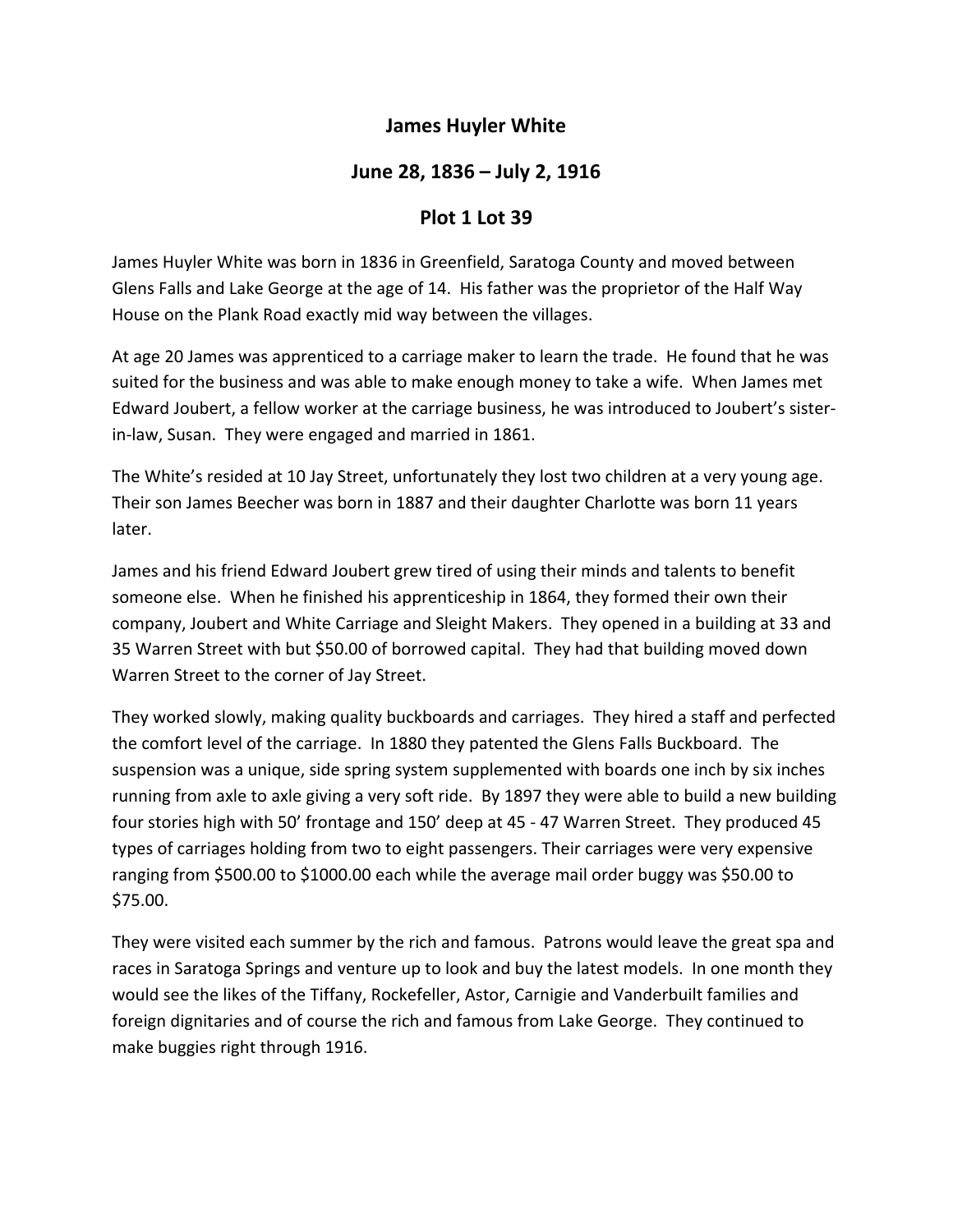# James Huyler White

## June 28, 1836 – July 2, 1916

## Plot 1 Lot 39

James Huyler White was born in 1836 in Greenfield, Saratoga County and moved between Glens Falls and Lake George at the age of 14. His father was the proprietor of the Half Way House on the Plank Road exactly mid way between the villages.

At age 20 James was apprenticed to a carriage maker to learn the trade. He found that he was suited for the business and was able to make enough money to take a wife. When James met Edward Joubert, a fellow worker at the carriage business, he was introduced to Joubert's sister-in-law, Susan. They were engaged and married in 1861.

The White's resided at 10 Jay Street, unfortunately they lost two children at a very young age. Their son James Beecher was born in 1887 and their daughter Charlotte was born 11 years later.

James and his friend Edward Joubert grew tired of using their minds and talents to benefit someone else. When he finished his apprenticeship in 1864, they formed their own their company, Joubert and White Carriage and Sleight Makers. They opened in a building at 33 and 35 Warren Street with but $50.00 of borrowed capital. They had that building moved down Warren Street to the corner of Jay Street.

They worked slowly, making quality buckboards and carriages. They hired a staff and perfected the comfort level of the carriage. In 1880 they patented the Glens Falls Buckboard. The suspension was a unique, side spring system supplemented with boards one inch by six inches running from axle to axle giving a very soft ride. By 1897 they were able to build a new building four stories high with 50' frontage and 150' deep at 45 - 47 Warren Street. They produced 45 types of carriages holding from two to eight passengers. Their carriages were very expensive ranging from $500.00 to $1000.00 each while the average mail order buggy was $50.00 to $75.00.

They were visited each summer by the rich and famous. Patrons would leave the great spa and races in Saratoga Springs and venture up to look and buy the latest models. In one month they would see the likes of the Tiffany, Rockefeller, Astor, Carnigie and Vanderbuilt families and foreign dignitaries and of course the rich and famous from Lake George. They continued to make buggies right through 1916.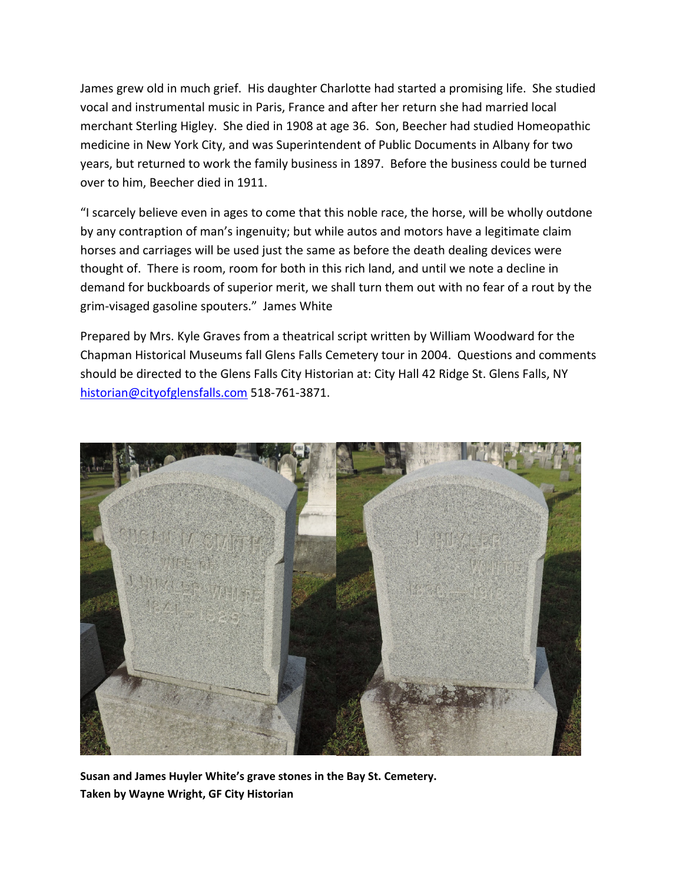James grew old in much grief. His daughter Charlotte had started a promising life. She studied vocal and instrumental music in Paris, France and after her return she had married local merchant Sterling Higley. She died in 1908 at age 36. Son, Beecher had studied Homeopathic medicine in New York City, and was Superintendent of Public Documents in Albany for two years, but returned to work the family business in 1897. Before the business could be turned over to him, Beecher died in 1911.

"I scarcely believe even in ages to come that this noble race, the horse, will be wholly outdone by any contraption of man's ingenuity; but while autos and motors have a legitimate claim horses and carriages will be used just the same as before the death dealing devices were thought of. There is room, room for both in this rich land, and until we note a decline in demand for buckboards of superior merit, we shall turn them out with no fear of a rout by the grim-visaged gasoline spouters." James White

Prepared by Mrs. Kyle Graves from a theatrical script written by William Woodward for the Chapman Historical Museums fall Glens Falls Cemetery tour in 2004. Questions and comments should be directed to the Glens Falls City Historian at: City Hall 42 Ridge St. Glens Falls, NY historian@cityofglensfalls.com 518-761-3871.

**Susan and James Huyler White's grave stones in the Bay St. Cemetery.**
**Taken by Wayne Wright, GF City Historian**